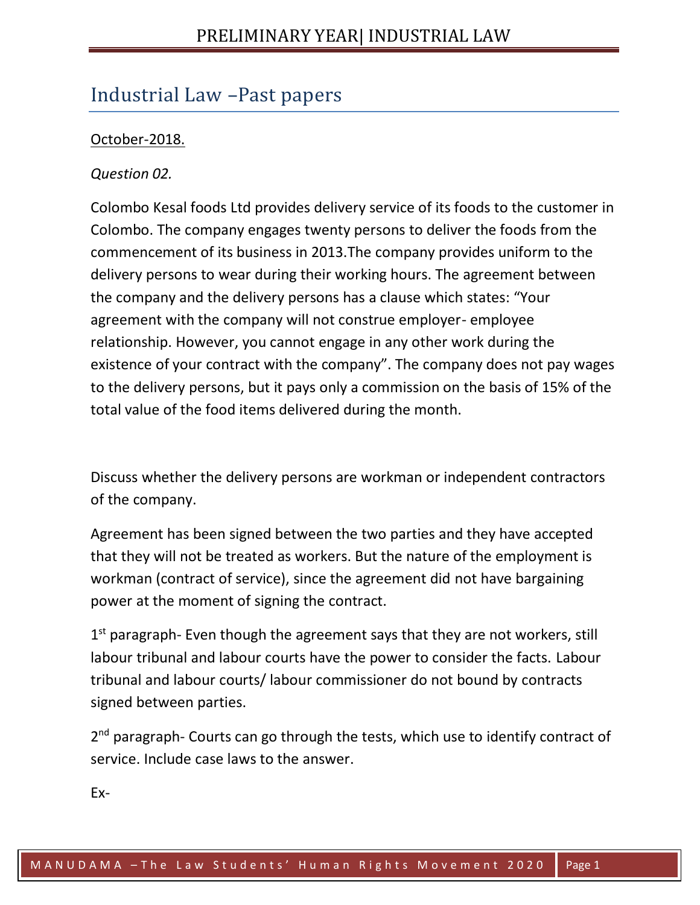# Industrial Law –Past papers

<u>October-2018.</u>

*Question 02.*

Colombo Kesal foods Ltd provides delivery service of its foods to the customer in Colombo. The company engages twenty persons to deliver the foods from the commencement of its business in 2013.The company provides uniform to the delivery persons to wear during their working hours. The agreement between the company and the delivery persons has a clause which states: “Your agreement with the company will not construe employer- employee relationship. However, you cannot engage in any other work during the existence of your contract with the company”. The company does not pay wages to the delivery persons, but it pays only a commission on the basis of 15% of the total value of the food items delivered during the month.

Discuss whether the delivery persons are workman or independent contractors of the company.

Agreement has been signed between the two parties and they have accepted that they will not be treated as workers. But the nature of the employment is workman (contract of service), since the agreement did not have bargaining power at the moment of signing the contract.

1st paragraph- Even though the agreement says that they are not workers, still labour tribunal and labour courts have the power to consider the facts. Labour tribunal and labour courts/ labour commissioner do not bound by contracts signed between parties.

2nd paragraph- Courts can go through the tests, which use to identify contract of service. Include case laws to the answer.

Ex-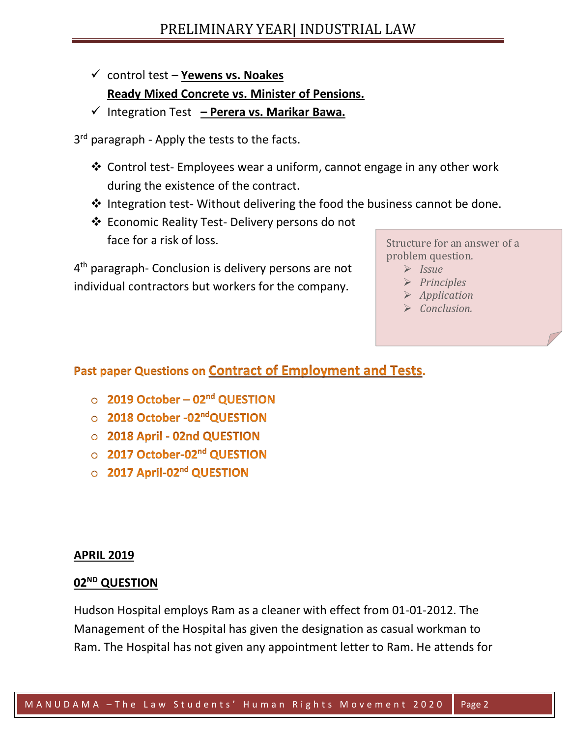- ✓ control test – **Yewens vs. Noakes**
  **Ready Mixed Concrete vs. Minister of Pensions.**
- ✓ Integration Test **– Perera vs. Marikar Bawa.**

3rd paragraph - Apply the tests to the facts.

- ❖ Control test- Employees wear a uniform, cannot engage in any other work during the existence of the contract.
- ❖ Integration test- Without delivering the food the business cannot be done.
- ❖ Economic Reality Test- Delivery persons do not face for a risk of loss.

4th paragraph- Conclusion is delivery persons are not individual contractors but workers for the company.

> Structure for an answer of a problem question.
> - *Issue*
> - *Principles*
> - *Application*
> - *Conclusion.*

**Past paper Questions on Contract of Employment and Tests.**

- **2019 October – 02nd QUESTION**
- **2018 October -02ndQUESTION**
- **2018 April - 02nd QUESTION**
- **2017 October-02nd QUESTION**
- **2017 April-02nd QUESTION**

**APRIL 2019**

**02ND QUESTION**

Hudson Hospital employs Ram as a cleaner with effect from 01-01-2012. The Management of the Hospital has given the designation as casual workman to Ram. The Hospital has not given any appointment letter to Ram. He attends for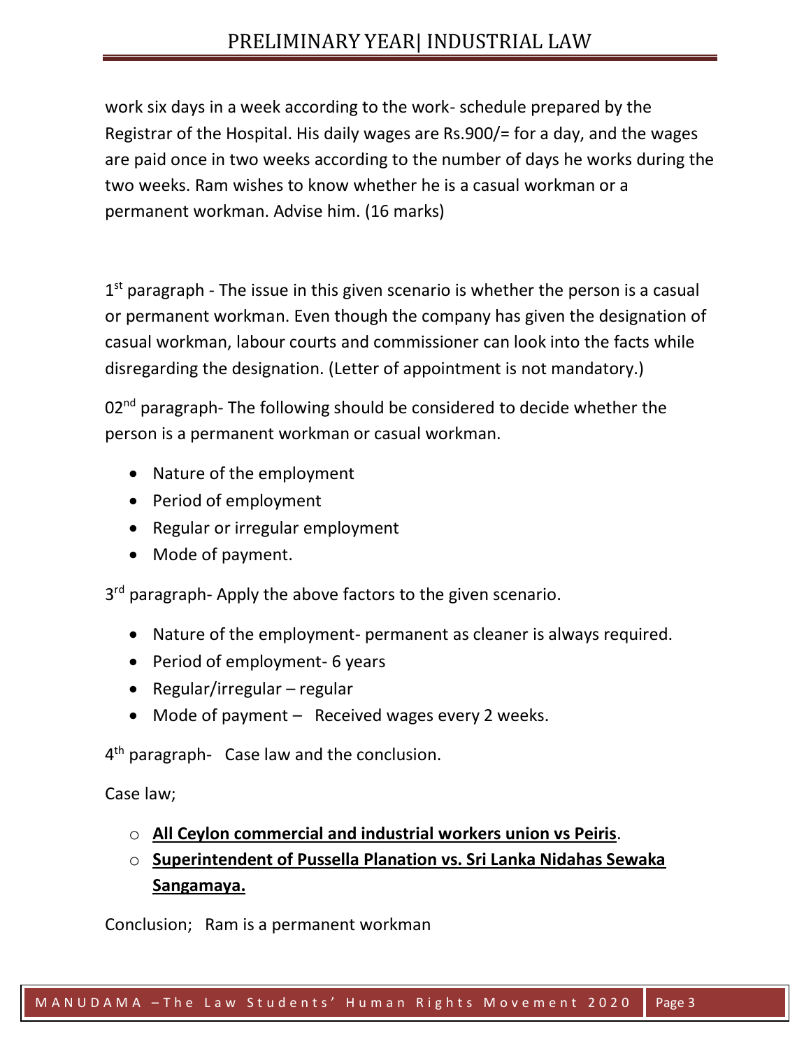work six days in a week according to the work- schedule prepared by the Registrar of the Hospital. His daily wages are Rs.900/= for a day, and the wages are paid once in two weeks according to the number of days he works during the two weeks. Ram wishes to know whether he is a casual workman or a permanent workman. Advise him. (16 marks)

1st paragraph - The issue in this given scenario is whether the person is a casual or permanent workman. Even though the company has given the designation of casual workman, labour courts and commissioner can look into the facts while disregarding the designation. (Letter of appointment is not mandatory.)

02nd paragraph- The following should be considered to decide whether the person is a permanent workman or casual workman.

- Nature of the employment
- Period of employment
- Regular or irregular employment
- Mode of payment.

3rd paragraph- Apply the above factors to the given scenario.

- Nature of the employment- permanent as cleaner is always required.
- Period of employment- 6 years
- Regular/irregular – regular
- Mode of payment – Received wages every 2 weeks.

4th paragraph- Case law and the conclusion.

Case law;

- **All Ceylon commercial and industrial workers union vs Peiris**.
- **Superintendent of Pussella Planation vs. Sri Lanka Nidahas Sewaka Sangamaya.**

Conclusion; Ram is a permanent workman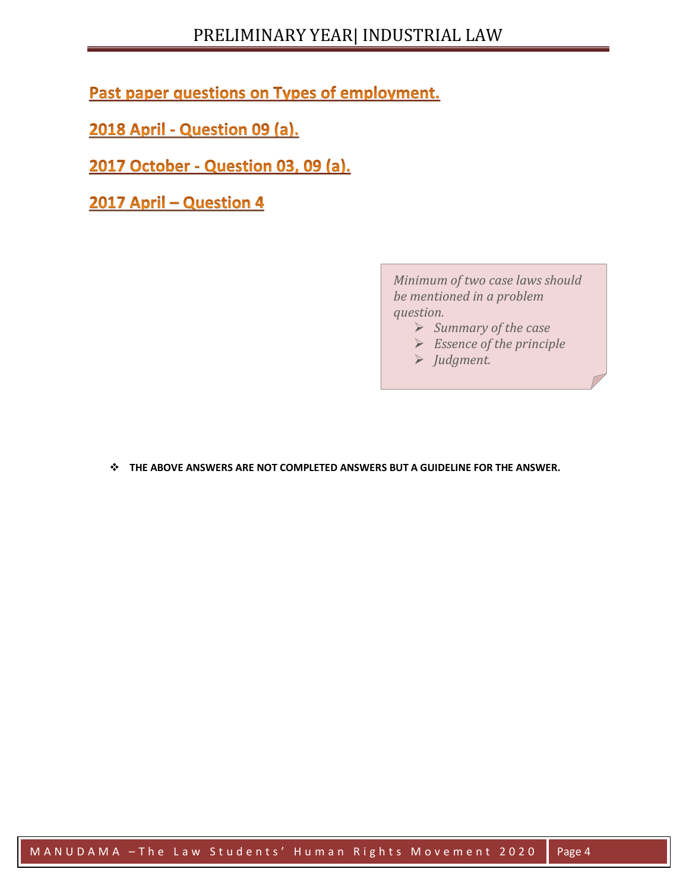## Past paper questions on Types of employment.

## 2018 April - Question 09 (a).

## 2017 October - Question 03, 09 (a).

## 2017 April – Question 4

*Minimum of two case laws should be mentioned in a problem question.*

- *Summary of the case*
- *Essence of the principle*
- *Judgment.*

- **THE ABOVE ANSWERS ARE NOT COMPLETED ANSWERS BUT A GUIDELINE FOR THE ANSWER.**